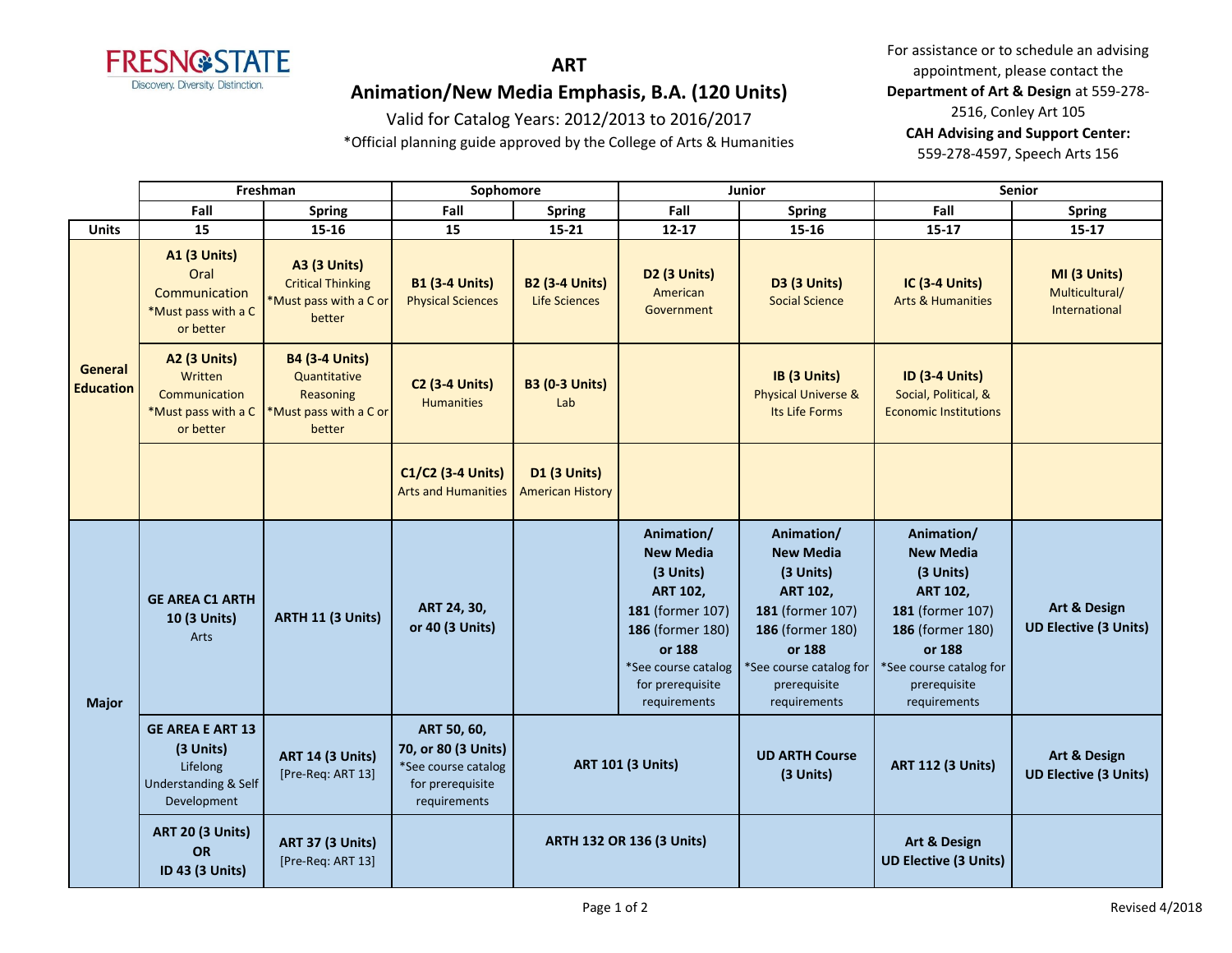# ART

## Animation/New Media Emphasis, B.A. (120 Units)

Valid for Catalog Years: 2012/2013 to 2016/2017

*Official planning guide approved by the College of Arts & Humanities

For assistance or to schedule an advising appointment, please contact the **Department of Art & Design** at 559-278-2516, Conley Art 105

**CAH Advising and Support Center:** 559-278-4597, Speech Arts 156

| | Freshman | | Sophomore | | Junior | | Senior | |
|---|---|---|---|---|---|---|---|---|
| | **Fall** | **Spring** | **Fall** | **Spring** | **Fall** | **Spring** | **Fall** | **Spring** |
| **Units** | **15** | **15-16** | **15** | **15-21** | **12-17** | **15-16** | **15-17** | **15-17** |
| **General Education** | **A1 (3 Units)** Oral Communication *Must pass with a C or better | **A3 (3 Units)** Critical Thinking *Must pass with a C or better | **B1 (3-4 Units)** Physical Sciences | **B2 (3-4 Units)** Life Sciences | **D2 (3 Units)** American Government | **D3 (3 Units)** Social Science | **IC (3-4 Units)** Arts & Humanities | **MI (3 Units)** Multicultural/ International |
| | **A2 (3 Units)** Written Communication *Must pass with a C or better | **B4 (3-4 Units)** Quantitative Reasoning *Must pass with a C or better | **C2 (3-4 Units)** Humanities | **B3 (0-3 Units)** Lab | | **IB (3 Units)** Physical Universe & Its Life Forms | **ID (3-4 Units)** Social, Political, & Economic Institutions | |
| | | | **C1/C2 (3-4 Units)** Arts and Humanities | **D1 (3 Units)** American History | | | | |
| **Major** | **GE AREA C1 ARTH 10 (3 Units)** Arts | **ARTH 11 (3 Units)** | **ART 24, 30, or 40 (3 Units)** | | **Animation/ New Media (3 Units) ART 102, 181** (former 107) **186** (former 180) **or 188** *See course catalog for prerequisite requirements | **Animation/ New Media (3 Units) ART 102, 181** (former 107) **186** (former 180) **or 188** *See course catalog for prerequisite requirements | **Animation/ New Media (3 Units) ART 102, 181** (former 107) **186** (former 180) **or 188** *See course catalog for prerequisite requirements | **Art & Design UD Elective (3 Units)** |
| | **GE AREA E ART 13 (3 Units)** Lifelong Understanding & Self Development | **ART 14 (3 Units)** [Pre-Req: ART 13] | **ART 50, 60, 70, or 80 (3 Units)** *See course catalog for prerequisite requirements | **ART 101 (3 Units)** | | **UD ARTH Course (3 Units)** | **ART 112 (3 Units)** | **Art & Design UD Elective (3 Units)** |
| | **ART 20 (3 Units) OR ID 43 (3 Units)** | **ART 37 (3 Units)** [Pre-Req: ART 13] | | **ARTH 132 OR 136 (3 Units)** | | | **Art & Design UD Elective (3 Units)** | |

Revised 4/2018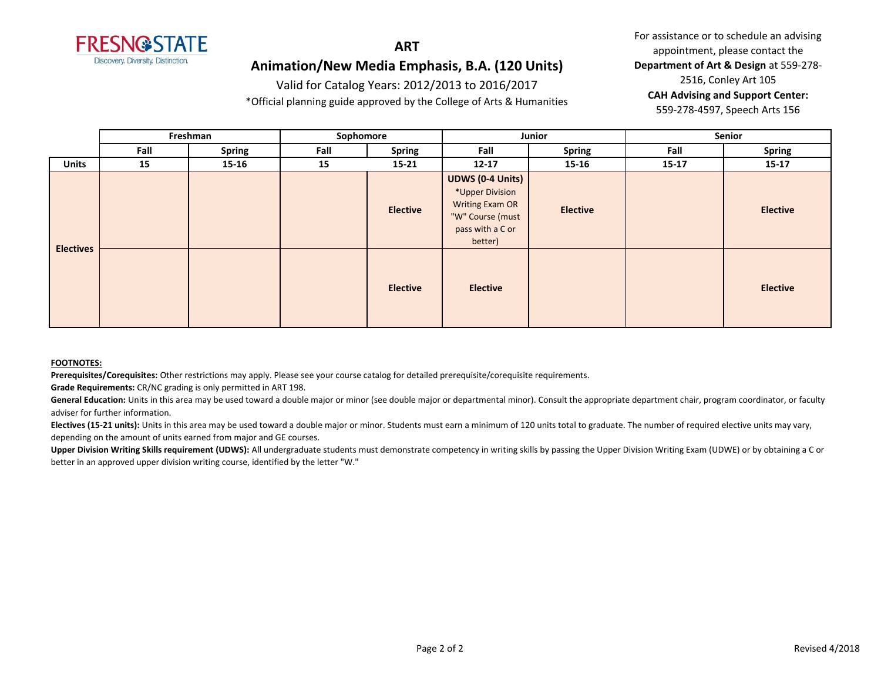# ART

## Animation/New Media Emphasis, B.A. (120 Units)

Valid for Catalog Years: 2012/2013 to 2016/2017

*Official planning guide approved by the College of Arts & Humanities

For assistance or to schedule an advising appointment, please contact the **Department of Art & Design** at 559-278-2516, Conley Art 105

**CAH Advising and Support Center:** 559-278-4597, Speech Arts 156

| | Freshman | | Sophomore | | Junior | | Senior | |
|---|---|---|---|---|---|---|---|---|
| | **Fall** | **Spring** | **Fall** | **Spring** | **Fall** | **Spring** | **Fall** | **Spring** |
| **Units** | **15** | **15-16** | **15** | **15-21** | **12-17** | **15-16** | **15-17** | **15-17** |
| **Electives** | | | | **Elective** | **UDWS (0-4 Units)** *Upper Division Writing Exam OR "W" Course (must pass with a C or better) | **Elective** | | **Elective** |
| | | | | **Elective** | **Elective** | | | **Elective** |

**FOOTNOTES:**

**Prerequisites/Corequisites:** Other restrictions may apply. Please see your course catalog for detailed prerequisite/corequisite requirements.

**Grade Requirements:** CR/NC grading is only permitted in ART 198.

**General Education:** Units in this area may be used toward a double major or minor (see double major or departmental minor). Consult the appropriate department chair, program coordinator, or faculty adviser for further information.

**Electives (15-21 units):** Units in this area may be used toward a double major or minor. Students must earn a minimum of 120 units total to graduate. The number of required elective units may vary, depending on the amount of units earned from major and GE courses.

**Upper Division Writing Skills requirement (UDWS):** All undergraduate students must demonstrate competency in writing skills by passing the Upper Division Writing Exam (UDWE) or by obtaining a C or better in an approved upper division writing course, identified by the letter "W."

Revised 4/2018